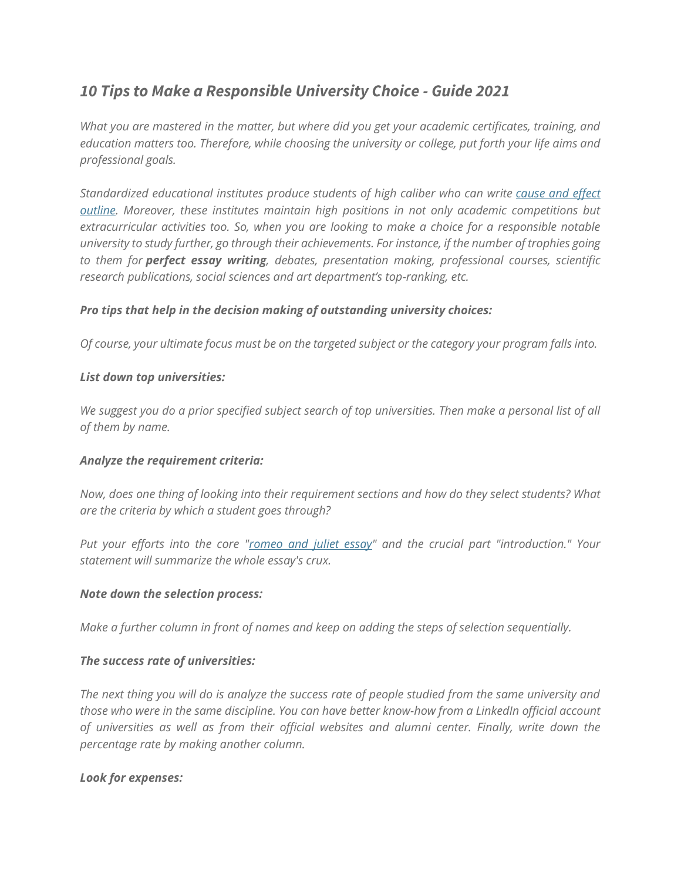# *10 Tips to Make a Responsible University Choice - Guide 2021*

*What you are mastered in the matter, but where did you get your academic certificates, training, and education matters too. Therefore, while choosing the university or college, put forth your life aims and professional goals.*

*Standardized educational institutes produce students of high caliber who can write [cause and effect outline](). Moreover, these institutes maintain high positions in not only academic competitions but extracurricular activities too. So, when you are looking to make a choice for a responsible notable university to study further, go through their achievements. For instance, if the number of trophies going to them for **perfect essay writing**, debates, presentation making, professional courses, scientific research publications, social sciences and art department's top-ranking, etc.*

***Pro tips that help in the decision making of outstanding university choices:***

*Of course, your ultimate focus must be on the targeted subject or the category your program falls into.*

***List down top universities:***

*We suggest you do a prior specified subject search of top universities. Then make a personal list of all of them by name.*

***Analyze the requirement criteria:***

*Now, does one thing of looking into their requirement sections and how do they select students? What are the criteria by which a student goes through?*

*Put your efforts into the core "[romeo and juliet essay]()" and the crucial part "introduction." Your statement will summarize the whole essay's crux.*

***Note down the selection process:***

*Make a further column in front of names and keep on adding the steps of selection sequentially.*

***The success rate of universities:***

*The next thing you will do is analyze the success rate of people studied from the same university and those who were in the same discipline. You can have better know-how from a LinkedIn official account of universities as well as from their official websites and alumni center. Finally, write down the percentage rate by making another column.*

***Look for expenses:***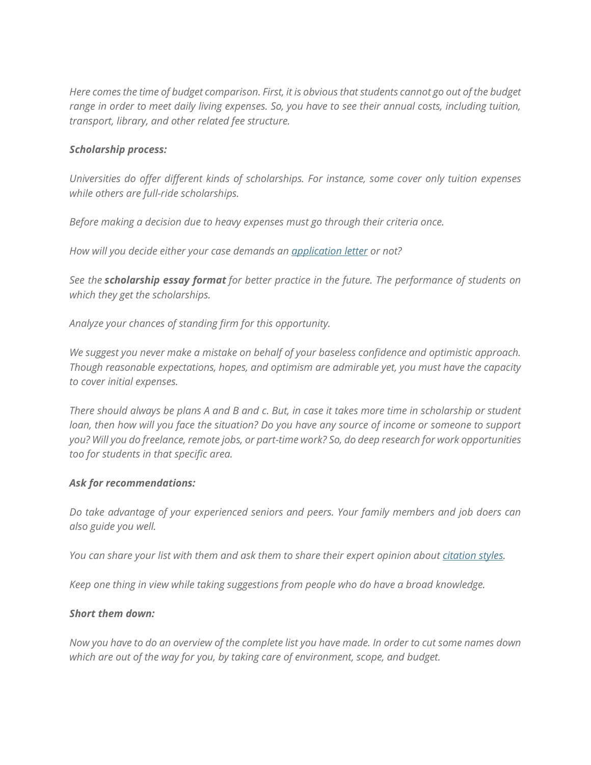*Here comes the time of budget comparison. First, it is obvious that students cannot go out of the budget range in order to meet daily living expenses. So, you have to see their annual costs, including tuition, transport, library, and other related fee structure.*

***Scholarship process:***

*Universities do offer different kinds of scholarships. For instance, some cover only tuition expenses while others are full-ride scholarships.*

*Before making a decision due to heavy expenses must go through their criteria once.*

*How will you decide either your case demands an [application letter]() or not?*

*See the **scholarship essay format** for better practice in the future. The performance of students on which they get the scholarships.*

*Analyze your chances of standing firm for this opportunity.*

*We suggest you never make a mistake on behalf of your baseless confidence and optimistic approach. Though reasonable expectations, hopes, and optimism are admirable yet, you must have the capacity to cover initial expenses.*

*There should always be plans A and B and c. But, in case it takes more time in scholarship or student loan, then how will you face the situation? Do you have any source of income or someone to support you? Will you do freelance, remote jobs, or part-time work? So, do deep research for work opportunities too for students in that specific area.*

***Ask for recommendations:***

*Do take advantage of your experienced seniors and peers. Your family members and job doers can also guide you well.*

*You can share your list with them and ask them to share their expert opinion about [citation styles]().*

*Keep one thing in view while taking suggestions from people who do have a broad knowledge.*

***Short them down:***

*Now you have to do an overview of the complete list you have made. In order to cut some names down which are out of the way for you, by taking care of environment, scope, and budget.*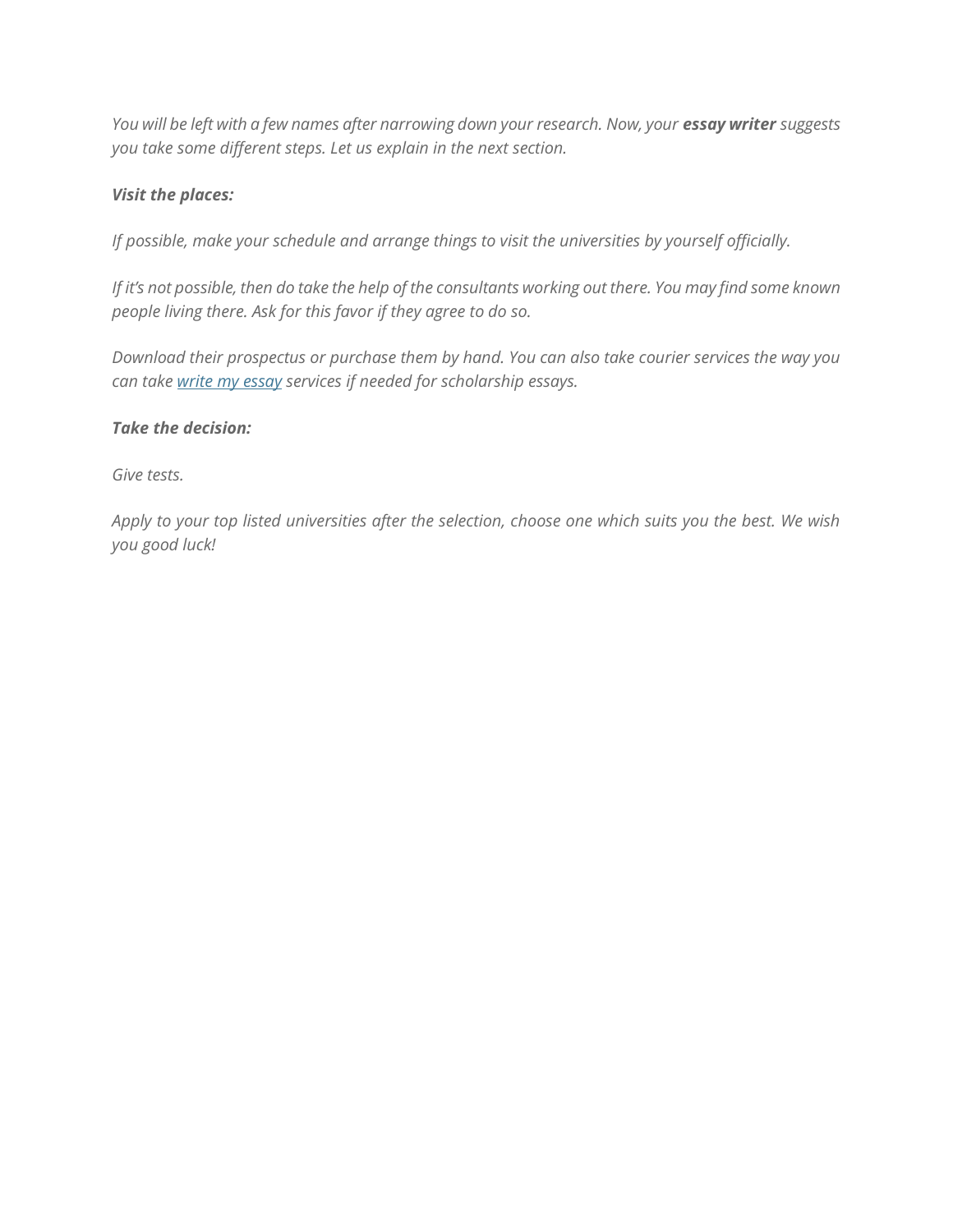*You will be left with a few names after narrowing down your research. Now, your **essay writer** suggests you take some different steps. Let us explain in the next section.*

***Visit the places:***

*If possible, make your schedule and arrange things to visit the universities by yourself officially.*

*If it's not possible, then do take the help of the consultants working out there. You may find some known people living there. Ask for this favor if they agree to do so.*

*Download their prospectus or purchase them by hand. You can also take courier services the way you can take write my essay services if needed for scholarship essays.*

***Take the decision:***

*Give tests.*

*Apply to your top listed universities after the selection, choose one which suits you the best. We wish you good luck!*